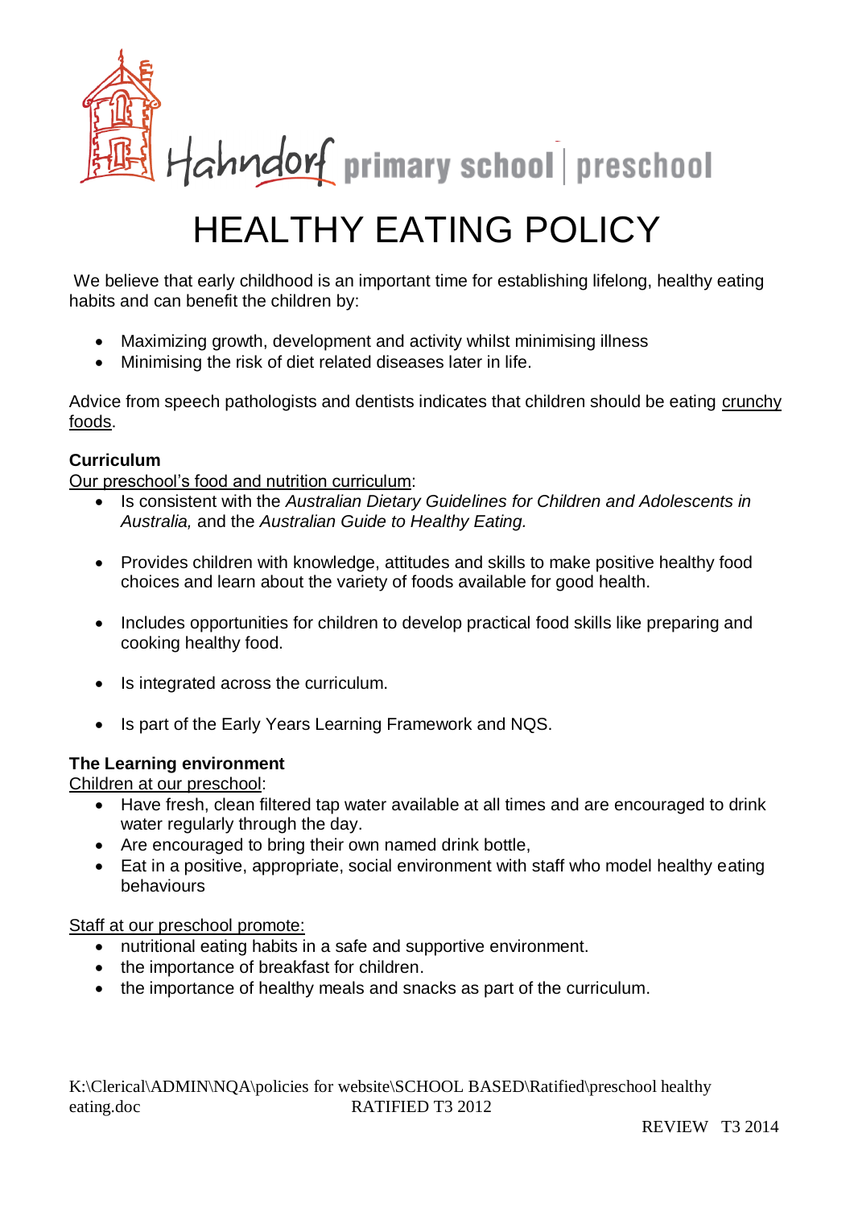Hahndorf primary school | preschool

# HEALTHY EATING POLICY

We believe that early childhood is an important time for establishing lifelong, healthy eating habits and can benefit the children by:

- Maximizing growth, development and activity whilst minimising illness
- Minimising the risk of diet related diseases later in life.

Advice from speech pathologists and dentists indicates that children should be eating crunchy foods.

**Curriculum**

Our preschool's food and nutrition curriculum:

- Is consistent with the *Australian Dietary Guidelines for Children and Adolescents in Australia,* and the *Australian Guide to Healthy Eating.*
- Provides children with knowledge, attitudes and skills to make positive healthy food choices and learn about the variety of foods available for good health.
- Includes opportunities for children to develop practical food skills like preparing and cooking healthy food.
- Is integrated across the curriculum.
- Is part of the Early Years Learning Framework and NQS.

**The Learning environment**

Children at our preschool:

- Have fresh, clean filtered tap water available at all times and are encouraged to drink water regularly through the day.
- Are encouraged to bring their own named drink bottle,
- Eat in a positive, appropriate, social environment with staff who model healthy eating behaviours

Staff at our preschool promote:

- nutritional eating habits in a safe and supportive environment.
- the importance of breakfast for children.
- the importance of healthy meals and snacks as part of the curriculum.

K:\Clerical\ADMIN\NQA\policies for website\SCHOOL BASED\Ratified\preschool healthy eating.doc RATIFIED T3 2012

REVIEW T3 2014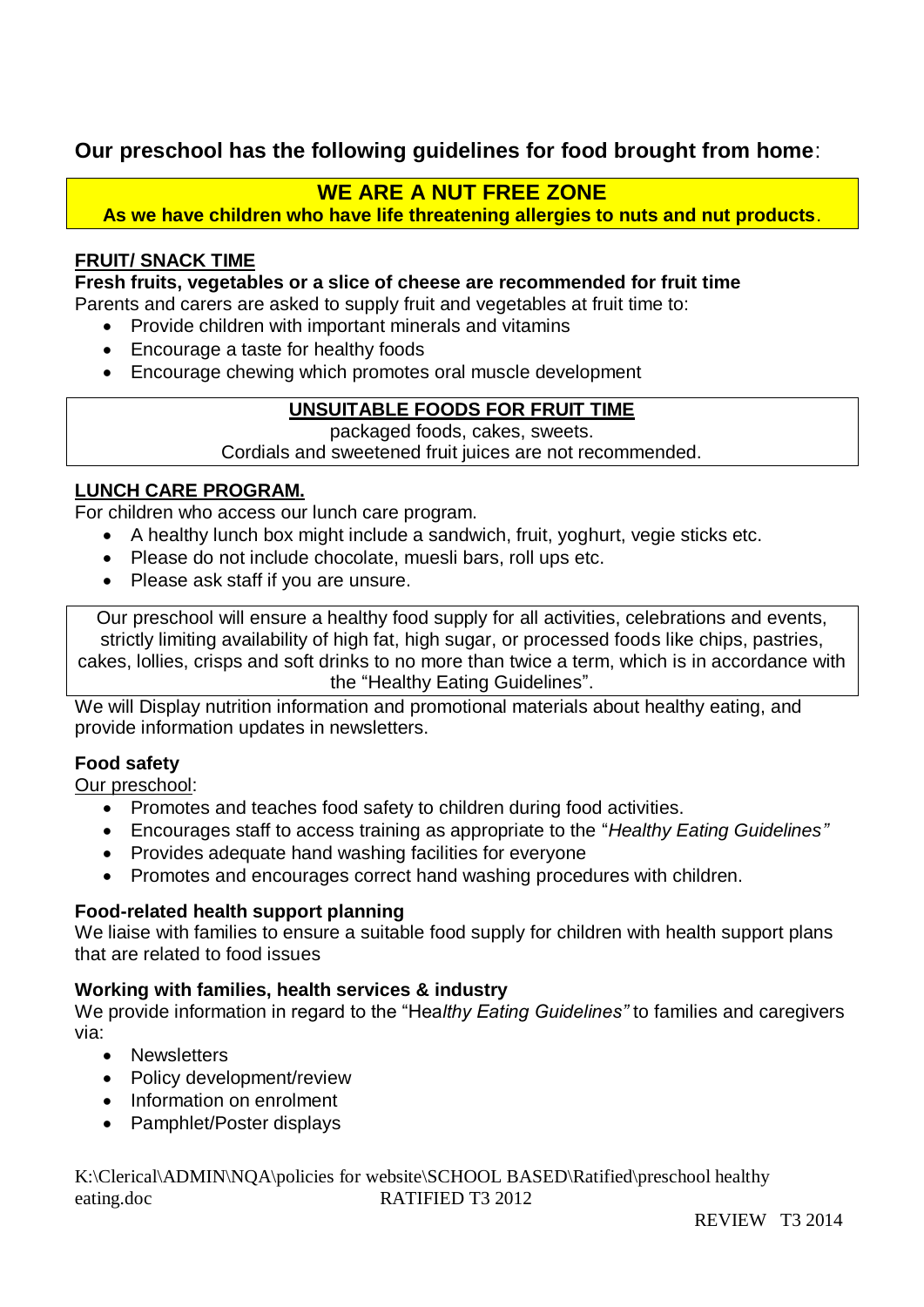## Our preschool has the following guidelines for food brought from home:

**WE ARE A NUT FREE ZONE**

**As we have children who have life threatening allergies to nuts and nut products**.

### FRUIT/ SNACK TIME

**Fresh fruits, vegetables or a slice of cheese are recommended for fruit time**

Parents and carers are asked to supply fruit and vegetables at fruit time to:

- Provide children with important minerals and vitamins
- Encourage a taste for healthy foods
- Encourage chewing which promotes oral muscle development

**UNSUITABLE FOODS FOR FRUIT TIME**

packaged foods, cakes, sweets.
Cordials and sweetened fruit juices are not recommended.

### LUNCH CARE PROGRAM.

For children who access our lunch care program.

- A healthy lunch box might include a sandwich, fruit, yoghurt, vegie sticks etc.
- Please do not include chocolate, muesli bars, roll ups etc.
- Please ask staff if you are unsure.

Our preschool will ensure a healthy food supply for all activities, celebrations and events, strictly limiting availability of high fat, high sugar, or processed foods like chips, pastries, cakes, lollies, crisps and soft drinks to no more than twice a term, which is in accordance with the "Healthy Eating Guidelines".

We will Display nutrition information and promotional materials about healthy eating, and provide information updates in newsletters.

### Food safety

Our preschool:

- Promotes and teaches food safety to children during food activities.
- Encourages staff to access training as appropriate to the "*Healthy Eating Guidelines"*
- Provides adequate hand washing facilities for everyone
- Promotes and encourages correct hand washing procedures with children.

### Food-related health support planning

We liaise with families to ensure a suitable food supply for children with health support plans that are related to food issues

### Working with families, health services & industry

We provide information in regard to the "Hea*lthy Eating Guidelines"* to families and caregivers via:

- Newsletters
- Policy development/review
- Information on enrolment
- Pamphlet/Poster displays

K:\Clerical\ADMIN\NQA\policies for website\SCHOOL BASED\Ratified\preschool healthy eating.doc RATIFIED T3 2012

REVIEW T3 2014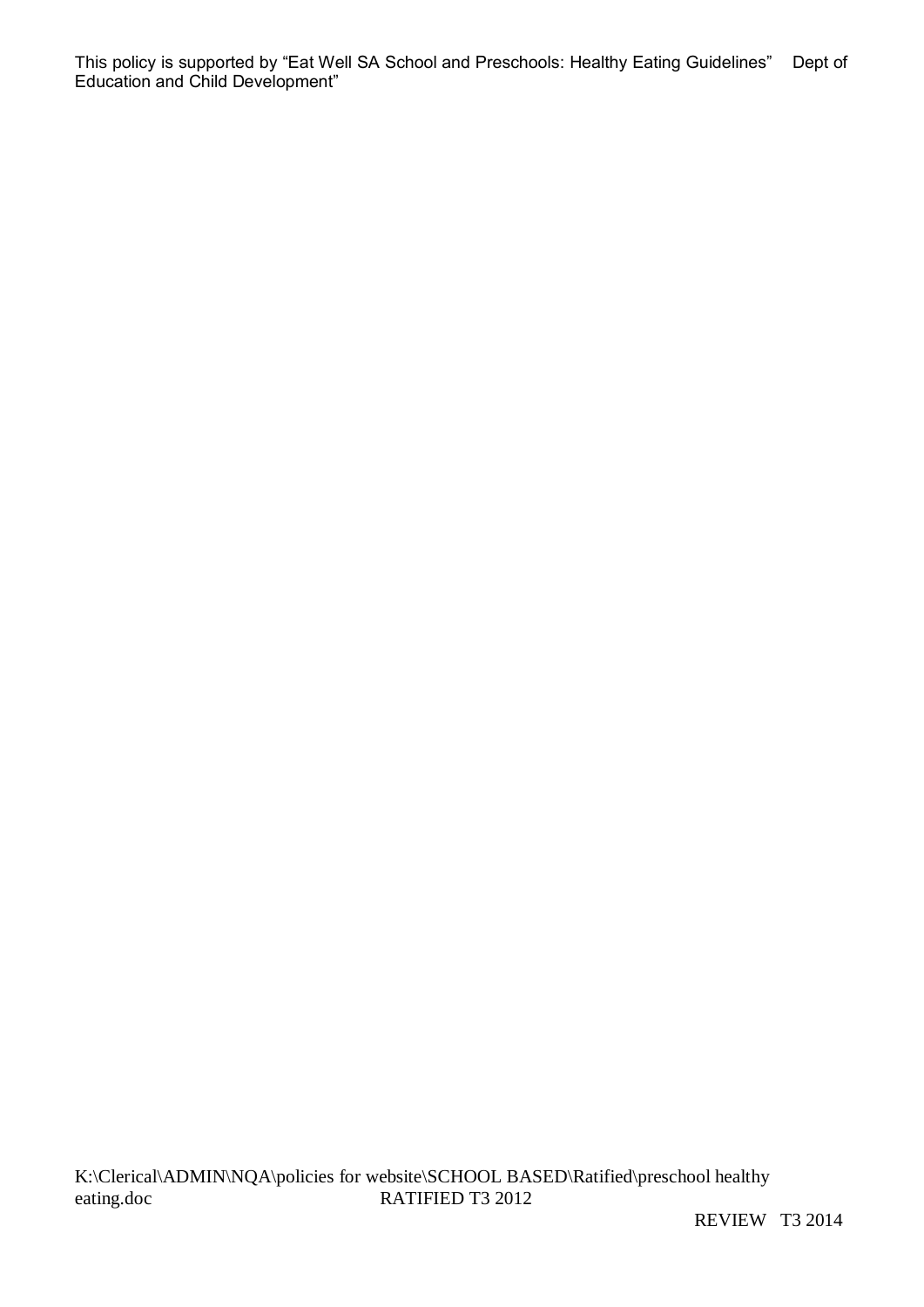This policy is supported by "Eat Well SA School and Preschools: Healthy Eating Guidelines" Dept of Education and Child Development"